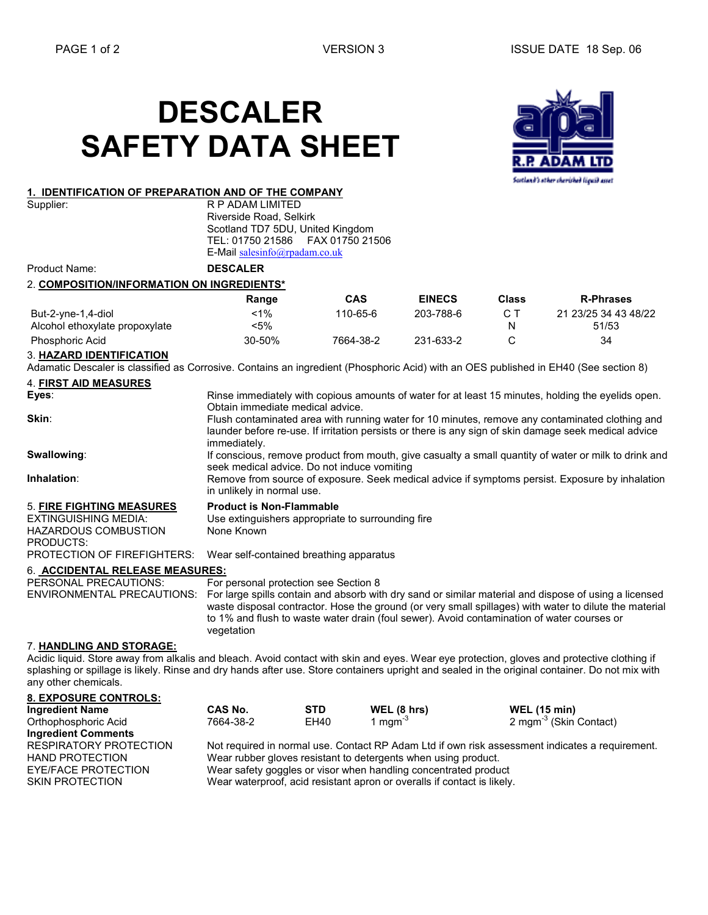# DESCALER SAFETY DATA SHEET

## 1. IDENTIFICATION OF PREPARATION AND OF THE COMPANY

Supplier: R P ADAM LIMITED
Riverside Road, Selkirk
Scotland TD7 5DU, United Kingdom
TEL: 01750 21586 FAX 01750 21506
E-Mail salesinfo@rpadam.co.uk

Product Name: **DESCALER**

## 2. COMPOSITION/INFORMATION ON INGREDIENTS*

| | Range | CAS | EINECS | Class | R-Phrases |
|---|---|---|---|---|---|
| But-2-yne-1,4-diol | <1% | 110-65-6 | 203-788-6 | C T | 21 23/25 34 43 48/22 |
| Alcohol ethoxylate propoxylate | <5% | | | N | 51/53 |
| Phosphoric Acid | 30-50% | 7664-38-2 | 231-633-2 | C | 34 |

## 3. HAZARD IDENTIFICATION

Adamatic Descaler is classified as Corrosive. Contains an ingredient (Phosphoric Acid) with an OES published in EH40 (See section 8)

## 4. FIRST AID MEASURES

**Eyes**: Rinse immediately with copious amounts of water for at least 15 minutes, holding the eyelids open. Obtain immediate medical advice.

**Skin**: Flush contaminated area with running water for 10 minutes, remove any contaminated clothing and launder before re-use. If irritation persists or there is any sign of skin damage seek medical advice immediately.

**Swallowing**: If conscious, remove product from mouth, give casualty a small quantity of water or milk to drink and seek medical advice. Do not induce vomiting

**Inhalation**: Remove from source of exposure. Seek medical advice if symptoms persist. Exposure by inhalation in unlikely in normal use.

## 5. FIRE FIGHTING MEASURES

**Product is Non-Flammable**

EXTINGUISHING MEDIA: Use extinguishers appropriate to surrounding fire

HAZARDOUS COMBUSTION PRODUCTS: None Known

PROTECTION OF FIREFIGHTERS: Wear self-contained breathing apparatus

## 6. ACCIDENTAL RELEASE MEASURES:

PERSONAL PRECAUTIONS: For personal protection see Section 8

ENVIRONMENTAL PRECAUTIONS: For large spills contain and absorb with dry sand or similar material and dispose of using a licensed waste disposal contractor. Hose the ground (or very small spillages) with water to dilute the material to 1% and flush to waste water drain (foul sewer). Avoid contamination of water courses or vegetation

## 7. HANDLING AND STORAGE:

Acidic liquid. Store away from alkalis and bleach. Avoid contact with skin and eyes. Wear eye protection, gloves and protective clothing if splashing or spillage is likely. Rinse and dry hands after use. Store containers upright and sealed in the original container. Do not mix with any other chemicals.

## 8. EXPOSURE CONTROLS:

| Ingredient Name | CAS No. | STD | WEL (8 hrs) | WEL (15 min) |
|---|---|---|---|---|
| Orthophosphoric Acid | 7664-38-2 | EH40 | 1 $mgm^{-3}$ | 2 $mgm^{-3}$ (Skin Contact) |

**Ingredient Comments**

RESPIRATORY PROTECTION: Not required in normal use. Contact RP Adam Ltd if own risk assessment indicates a requirement.

HAND PROTECTION: Wear rubber gloves resistant to detergents when using product.

EYE/FACE PROTECTION: Wear safety goggles or visor when handling concentrated product

SKIN PROTECTION: Wear waterproof, acid resistant apron or overalls if contact is likely.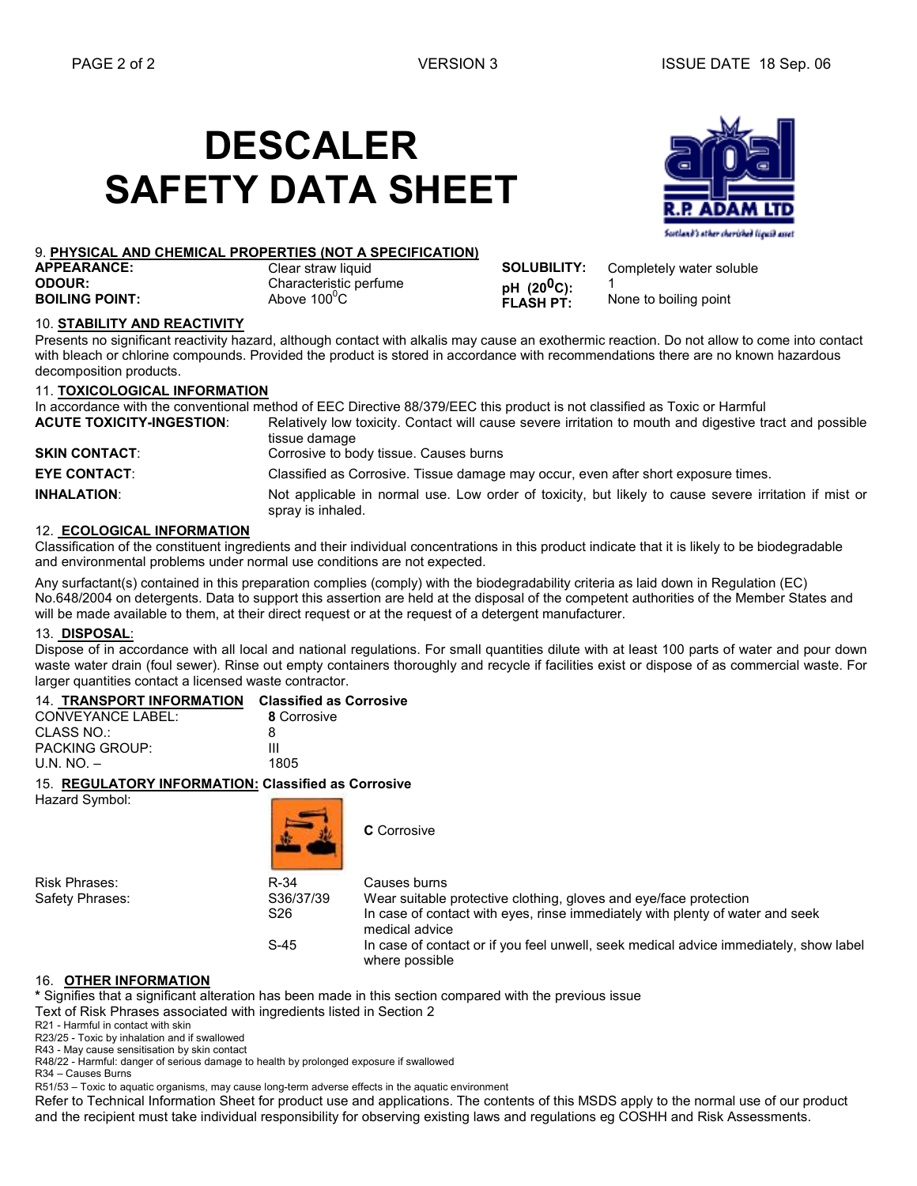# DESCALER SAFETY DATA SHEET

R.P. ADAM LTD

Scotland's other cherished liquid asset

## 9. PHYSICAL AND CHEMICAL PROPERTIES (NOT A SPECIFICATION)

| | | | |
|---|---|---|---|
| **APPEARANCE:** | Clear straw liquid | **SOLUBILITY:** | Completely water soluble |
| **ODOUR:** | Characteristic perfume | **pH (20$^0$C):** | 1 |
| **BOILING POINT:** | Above 100$^0$C | **FLASH PT:** | None to boiling point |

## 10. STABILITY AND REACTIVITY

Presents no significant reactivity hazard, although contact with alkalis may cause an exothermic reaction. Do not allow to come into contact with bleach or chlorine compounds. Provided the product is stored in accordance with recommendations there are no known hazardous decomposition products.

## 11. TOXICOLOGICAL INFORMATION

In accordance with the conventional method of EEC Directive 88/379/EEC this product is not classified as Toxic or Harmful

| | |
|---|---|
| **ACUTE TOXICITY-INGESTION**: | Relatively low toxicity. Contact will cause severe irritation to mouth and digestive tract and possible tissue damage |
| **SKIN CONTACT**: | Corrosive to body tissue. Causes burns |
| **EYE CONTACT**: | Classified as Corrosive. Tissue damage may occur, even after short exposure times. |
| **INHALATION**: | Not applicable in normal use. Low order of toxicity, but likely to cause severe irritation if mist or spray is inhaled. |

## 12. ECOLOGICAL INFORMATION

Classification of the constituent ingredients and their individual concentrations in this product indicate that it is likely to be biodegradable and environmental problems under normal use conditions are not expected.

Any surfactant(s) contained in this preparation complies (comply) with the biodegradability criteria as laid down in Regulation (EC) No.648/2004 on detergents. Data to support this assertion are held at the disposal of the competent authorities of the Member States and will be made available to them, at their direct request or at the request of a detergent manufacturer.

## 13. DISPOSAL:

Dispose of in accordance with all local and national regulations. For small quantities dilute with at least 100 parts of water and pour down waste water drain (foul sewer). Rinse out empty containers thoroughly and recycle if facilities exist or dispose of as commercial waste. For larger quantities contact a licensed waste contractor.

## 14. TRANSPORT INFORMATION **Classified as Corrosive**

| | |
|---|---|
| CONVEYANCE LABEL: | **8** Corrosive |
| CLASS NO.: | 8 |
| PACKING GROUP: | III |
| U.N. NO. – | 1805 |

## 15. REGULATORY INFORMATION: Classified as Corrosive

Hazard Symbol: **C** Corrosive

| | | |
|---|---|---|
| Risk Phrases: | R-34 | Causes burns |
| Safety Phrases: | S36/37/39 | Wear suitable protective clothing, gloves and eye/face protection |
| | S26 | In case of contact with eyes, rinse immediately with plenty of water and seek medical advice |
| | S-45 | In case of contact or if you feel unwell, seek medical advice immediately, show label where possible |

## 16. OTHER INFORMATION

**\*** Signifies that a significant alteration has been made in this section compared with the previous issue

Text of Risk Phrases associated with ingredients listed in Section 2

R21 - Harmful in contact with skin
R23/25 - Toxic by inhalation and if swallowed
R43 - May cause sensitisation by skin contact
R48/22 - Harmful: danger of serious damage to health by prolonged exposure if swallowed
R34 – Causes Burns
R51/53 – Toxic to aquatic organisms, may cause long-term adverse effects in the aquatic environment

Refer to Technical Information Sheet for product use and applications. The contents of this MSDS apply to the normal use of our product and the recipient must take individual responsibility for observing existing laws and regulations eg COSHH and Risk Assessments.